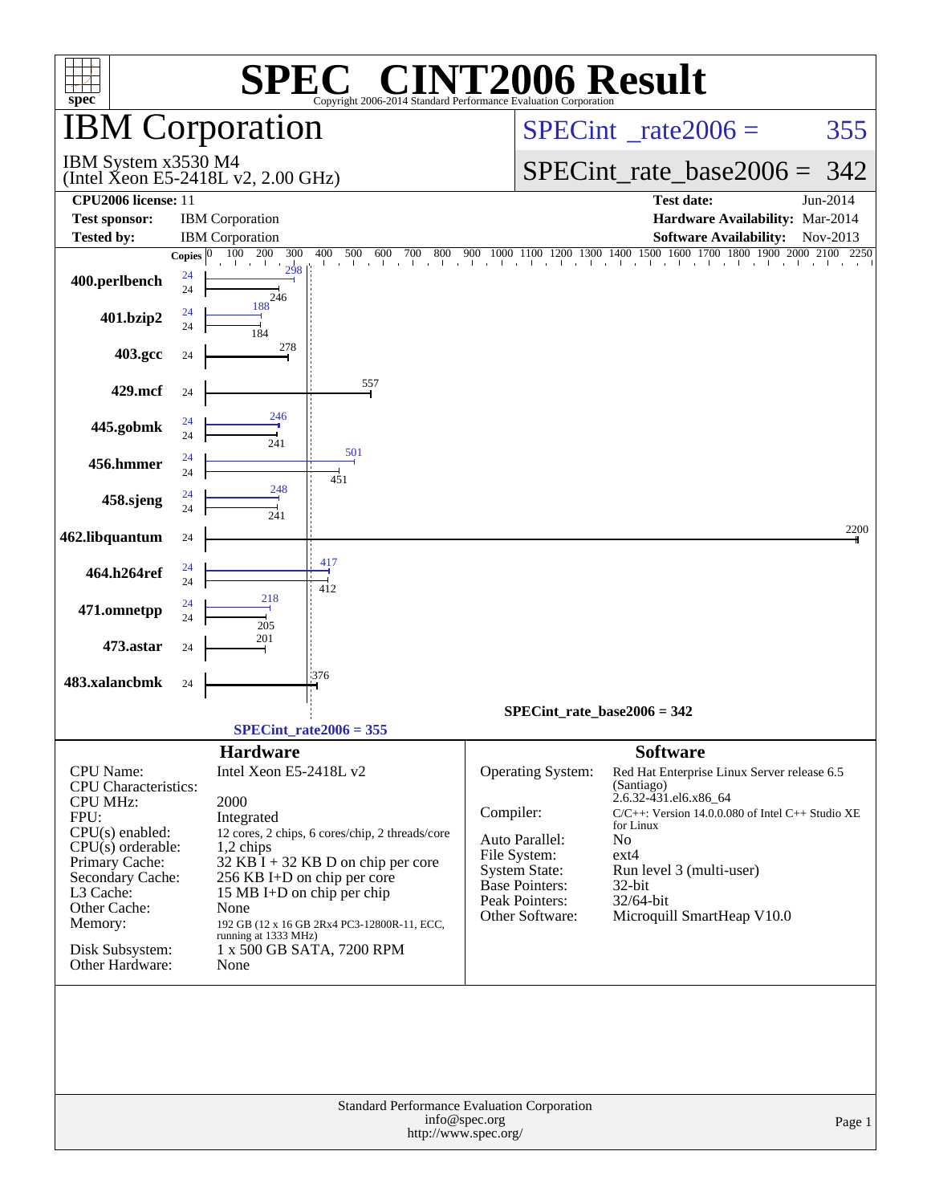# SPEC CINT2006 Result

Copyright 2006-2014 Standard Performance Evaluation Corporation

## IBM Corporation

IBM System x3530 M4
(Intel Xeon E5-2418L v2, 2.00 GHz)

SPECint_rate2006 = 355

SPECint_rate_base2006 = 342

| | | | |
|---|---|---|---|
| **CPU2006 license:** | 11 | **Test date:** | Jun-2014 |
| **Test sponsor:** | IBM Corporation | **Hardware Availability:** | Mar-2014 |
| **Tested by:** | IBM Corporation | **Software Availability:** | Nov-2013 |

Copies 0 100 200 300 400 500 600 700 800 900 1000 1100 1200 1300 1400 1500 1600 1700 1800 1900 2000 2100 2250

400.perlbench 24 24 298 246

401.bzip2 24 24 188 184

403.gcc 24 278

429.mcf 24 557

445.gobmk 24 24 246 241

456.hmmer 24 24 501 451

458.sjeng 24 24 248 241

462.libquantum 24 2200

464.h264ref 24 24 417 412

471.omnetpp 24 24 218 205

473.astar 24 201

483.xalancbmk 24 376

SPECint_rate_base2006 = 342

SPECint_rate2006 = 355

### Hardware

| | |
|---|---|
| CPU Name: | Intel Xeon E5-2418L v2 |
| CPU Characteristics: | |
| CPU MHz: | 2000 |
| FPU: | Integrated |
| CPU(s) enabled: | 12 cores, 2 chips, 6 cores/chip, 2 threads/core |
| CPU(s) orderable: | 1,2 chips |
| Primary Cache: | 32 KB I + 32 KB D on chip per core |
| Secondary Cache: | 256 KB I+D on chip per core |
| L3 Cache: | 15 MB I+D on chip per chip |
| Other Cache: | None |
| Memory: | 192 GB (12 x 16 GB 2Rx4 PC3-12800R-11, ECC, running at 1333 MHz) |
| Disk Subsystem: | 1 x 500 GB SATA, 7200 RPM |
| Other Hardware: | None |

### Software

| | |
|---|---|
| Operating System: | Red Hat Enterprise Linux Server release 6.5 (Santiago) 2.6.32-431.el6.x86_64 |
| Compiler: | C/C++: Version 14.0.0.080 of Intel C++ Studio XE for Linux |
| Auto Parallel: | No |
| File System: | ext4 |
| System State: | Run level 3 (multi-user) |
| Base Pointers: | 32-bit |
| Peak Pointers: | 32/64-bit |
| Other Software: | Microquill SmartHeap V10.0 |

Standard Performance Evaluation Corporation
info@spec.org
http://www.spec.org/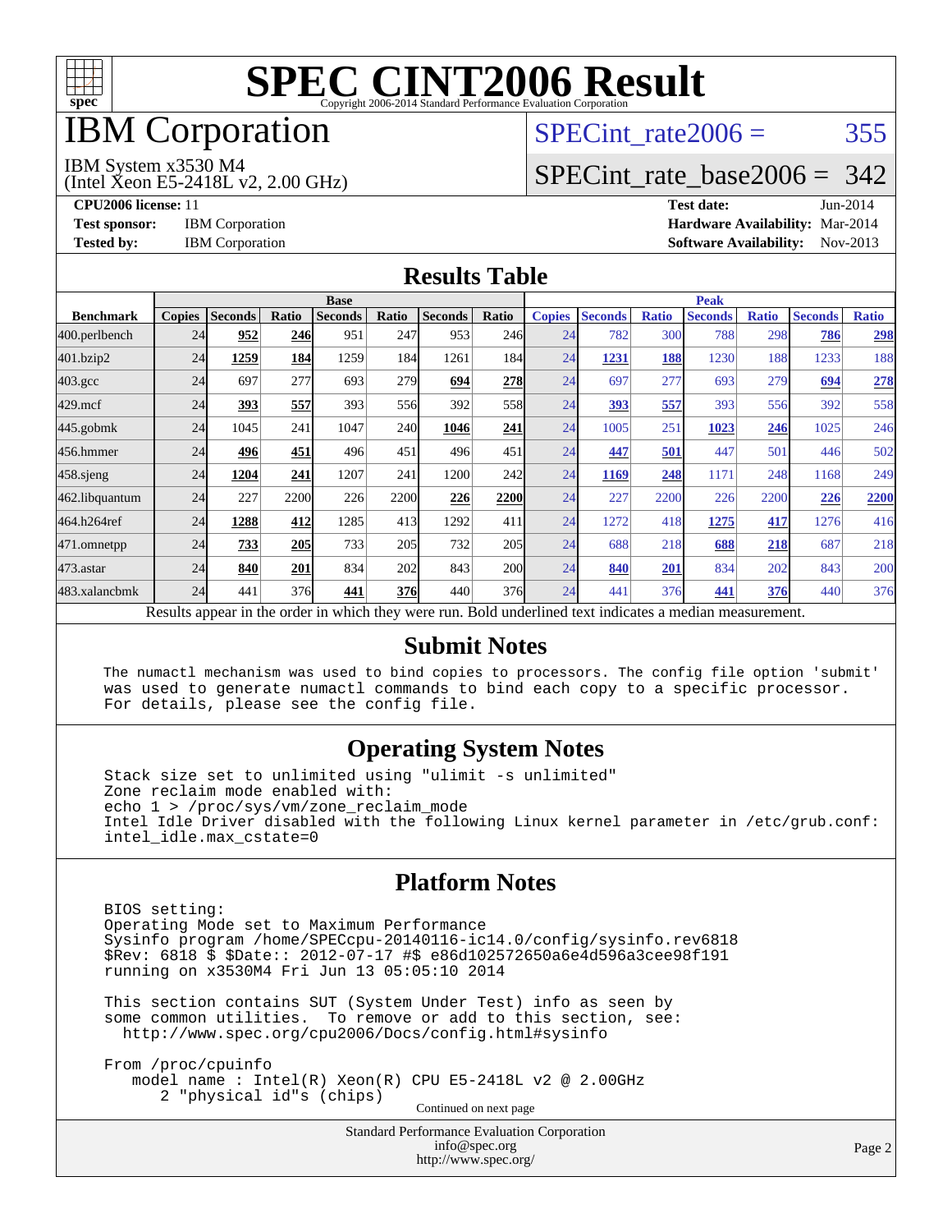# SPEC CINT2006 Result

Copyright 2006-2014 Standard Performance Evaluation Corporation

# IBM Corporation

IBM System x3530 M4
(Intel Xeon E5-2418L v2, 2.00 GHz)

SPECint_rate2006 = 355

SPECint_rate_base2006 = 342

**CPU2006 license:** 11
**Test sponsor:** IBM Corporation
**Tested by:** IBM Corporation

**Test date:** Jun-2014
**Hardware Availability:** Mar-2014
**Software Availability:** Nov-2013

## Results Table

| | Base | | | | | | | Peak | | | | | | |
|---|---|---|---|---|---|---|---|---|---|---|---|---|---|---|
| Benchmark | Copies | Seconds | Ratio | Seconds | Ratio | Seconds | Ratio | Copies | Seconds | Ratio | Seconds | Ratio | Seconds | Ratio |
| 400.perlbench | 24 | **952** | **246** | 951 | 247 | 953 | 246 | 24 | 782 | 300 | 788 | 298 | **786** | **298** |
| 401.bzip2 | 24 | **1259** | **184** | 1259 | 184 | 1261 | 184 | 24 | **1231** | **188** | 1230 | 188 | 1233 | 188 |
| 403.gcc | 24 | 697 | 277 | 693 | 279 | **694** | **278** | 24 | 697 | 277 | 693 | 279 | **694** | **278** |
| 429.mcf | 24 | **393** | **557** | 393 | 556 | 392 | 558 | 24 | **393** | **557** | 393 | 556 | 392 | 558 |
| 445.gobmk | 24 | 1045 | 241 | 1047 | 240 | **1046** | **241** | 24 | 1005 | 251 | **1023** | **246** | 1025 | 246 |
| 456.hmmer | 24 | **496** | **451** | 496 | 451 | 496 | 451 | 24 | **447** | **501** | 447 | 501 | 446 | 502 |
| 458.sjeng | 24 | **1204** | **241** | 1207 | 241 | 1200 | 242 | 24 | **1169** | **248** | 1171 | 248 | 1168 | 249 |
| 462.libquantum | 24 | 227 | 2200 | 226 | 2200 | **226** | **2200** | 24 | 227 | 2200 | 226 | 2200 | **226** | **2200** |
| 464.h264ref | 24 | **1288** | **412** | 1285 | 413 | 1292 | 411 | 24 | 1272 | 418 | **1275** | **417** | 1276 | 416 |
| 471.omnetpp | 24 | **733** | **205** | 733 | 205 | 732 | 205 | 24 | 688 | 218 | **688** | **218** | 687 | 218 |
| 473.astar | 24 | **840** | **201** | 834 | 202 | 843 | 200 | 24 | **840** | **201** | 834 | 202 | 843 | 200 |
| 483.xalancbmk | 24 | 441 | 376 | **441** | **376** | 440 | 376 | 24 | 441 | 376 | **441** | **376** | 440 | 376 |

Results appear in the order in which they were run. Bold underlined text indicates a median measurement.

## Submit Notes

```
The numactl mechanism was used to bind copies to processors. The config file option 'submit'
was used to generate numactl commands to bind each copy to a specific processor.
For details, please see the config file.
```

## Operating System Notes

```
Stack size set to unlimited using "ulimit -s unlimited"
Zone reclaim mode enabled with:
echo 1 > /proc/sys/vm/zone_reclaim_mode
Intel Idle Driver disabled with the following Linux kernel parameter in /etc/grub.conf:
intel_idle.max_cstate=0
```

## Platform Notes

```
BIOS setting:
Operating Mode set to Maximum Performance
Sysinfo program /home/SPECcpu-20140116-ic14.0/config/sysinfo.rev6818
$Rev: 6818 $ $Date:: 2012-07-17 #$ e86d102572650a6e4d596a3cee98f191
running on x3530M4 Fri Jun 13 05:05:10 2014

This section contains SUT (System Under Test) info as seen by
some common utilities.  To remove or add to this section, see:
  http://www.spec.org/cpu2006/Docs/config.html#sysinfo

From /proc/cpuinfo
   model name : Intel(R) Xeon(R) CPU E5-2418L v2 @ 2.00GHz
      2 "physical id"s (chips)
```

Continued on next page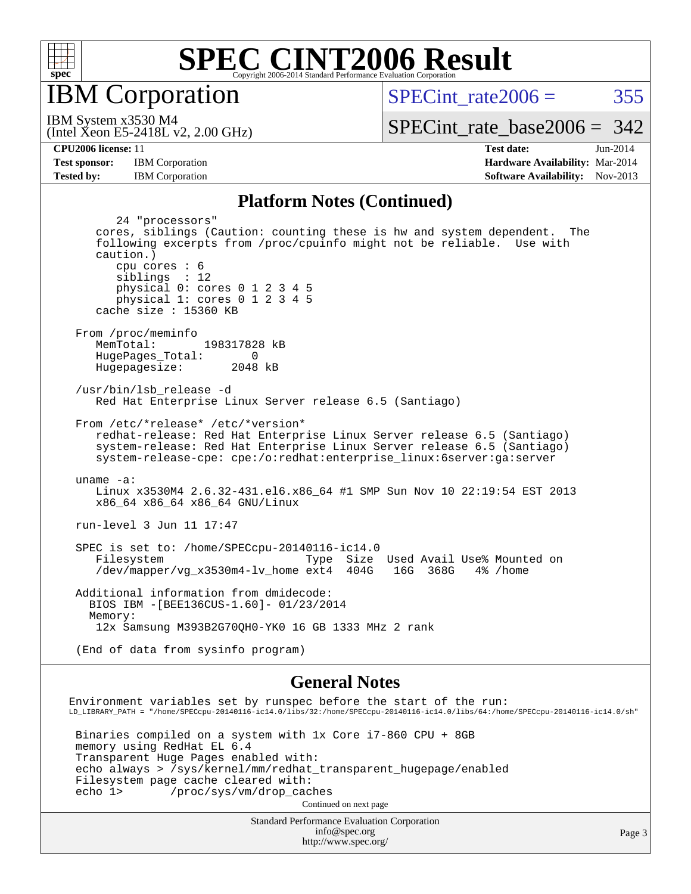# SPEC CINT2006 Result

Copyright 2006-2014 Standard Performance Evaluation Corporation

## IBM Corporation

IBM System x3530 M4
(Intel Xeon E5-2418L v2, 2.00 GHz)

SPECint_rate2006 = 355

SPECint_rate_base2006 = 342

**CPU2006 license:** 11
**Test sponsor:** IBM Corporation
**Tested by:** IBM Corporation

**Test date:** Jun-2014
**Hardware Availability:** Mar-2014
**Software Availability:** Nov-2013

### Platform Notes (Continued)

```
        24 "processors"
     cores, siblings (Caution: counting these is hw and system dependent.  The
     following excerpts from /proc/cpuinfo might not be reliable.  Use with
     caution.)
        cpu cores : 6
        siblings  : 12
        physical 0: cores 0 1 2 3 4 5
        physical 1: cores 0 1 2 3 4 5
     cache size : 15360 KB

  From /proc/meminfo
     MemTotal:       198317828 kB
     HugePages_Total:       0
     Hugepagesize:       2048 kB

  /usr/bin/lsb_release -d
     Red Hat Enterprise Linux Server release 6.5 (Santiago)

  From /etc/*release* /etc/*version*
     redhat-release: Red Hat Enterprise Linux Server release 6.5 (Santiago)
     system-release: Red Hat Enterprise Linux Server release 6.5 (Santiago)
     system-release-cpe: cpe:/o:redhat:enterprise_linux:6server:ga:server

  uname -a:
     Linux x3530M4 2.6.32-431.el6.x86_64 #1 SMP Sun Nov 10 22:19:54 EST 2013
     x86_64 x86_64 x86_64 GNU/Linux

  run-level 3 Jun 11 17:47

  SPEC is set to: /home/SPECcpu-20140116-ic14.0
     Filesystem                    Type  Size  Used Avail Use% Mounted on
     /dev/mapper/vg_x3530m4-lv_home ext4  404G   16G  368G   4% /home

  Additional information from dmidecode:
    BIOS IBM -[BEE136CUS-1.60]- 01/23/2014
    Memory:
     12x Samsung M393B2G70QH0-YK0 16 GB 1333 MHz 2 rank

  (End of data from sysinfo program)
```

### General Notes

```
 Environment variables set by runspec before the start of the run:
 LD_LIBRARY_PATH = "/home/SPECcpu-20140116-ic14.0/libs/32:/home/SPECcpu-20140116-ic14.0/libs/64:/home/SPECcpu-20140116-ic14.0/sh"

  Binaries compiled on a system with 1x Core i7-860 CPU + 8GB
  memory using RedHat EL 6.4
  Transparent Huge Pages enabled with:
  echo always > /sys/kernel/mm/redhat_transparent_hugepage/enabled
  Filesystem page cache cleared with:
  echo 1>       /proc/sys/vm/drop_caches
```

Continued on next page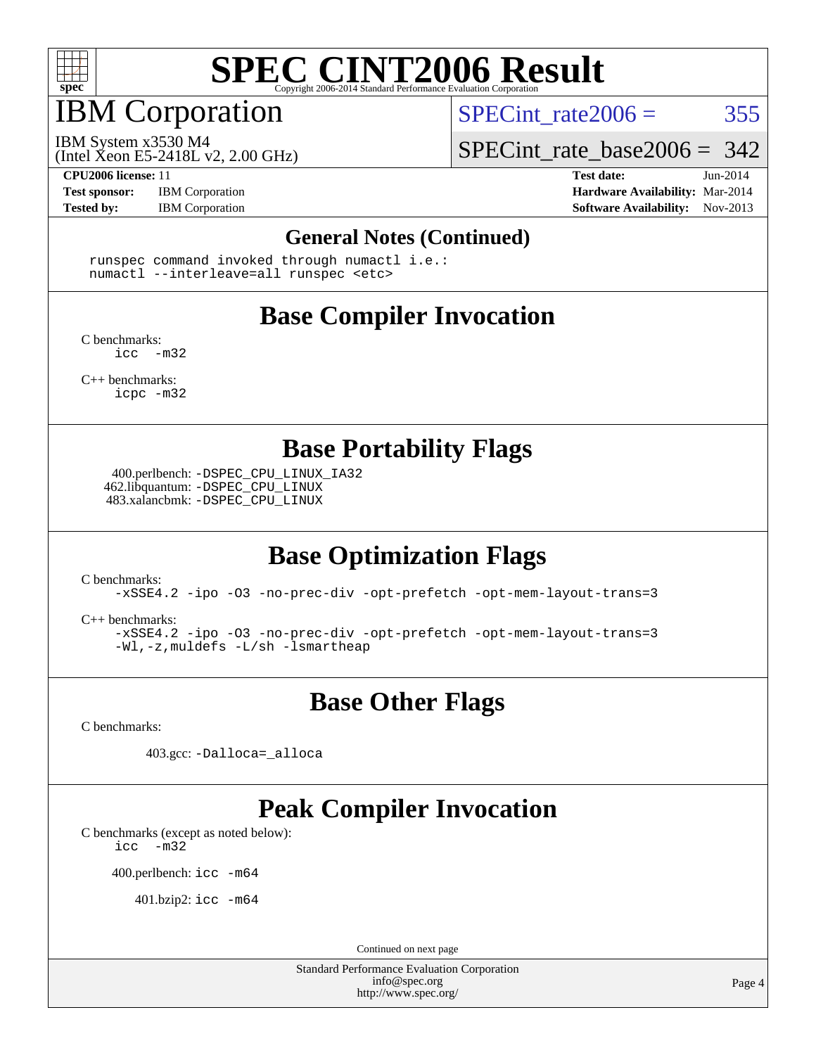# SPEC CINT2006 Result

## IBM Corporation

IBM System x3530 M4
(Intel Xeon E5-2418L v2, 2.00 GHz)

SPECint_rate2006 = 355

SPECint_rate_base2006 = 342

**CPU2006 license:** 11
**Test sponsor:** IBM Corporation
**Tested by:** IBM Corporation

**Test date:** Jun-2014
**Hardware Availability:** Mar-2014
**Software Availability:** Nov-2013

### General Notes (Continued)

```
runspec command invoked through numactl i.e.:
numactl --interleave=all runspec <etc>
```

## Base Compiler Invocation

C benchmarks:
`icc -m32`

C++ benchmarks:
`icpc -m32`

## Base Portability Flags

400.perlbench: `-DSPEC_CPU_LINUX_IA32`
462.libquantum: `-DSPEC_CPU_LINUX`
483.xalancbmk: `-DSPEC_CPU_LINUX`

## Base Optimization Flags

C benchmarks:
`-xSSE4.2 -ipo -O3 -no-prec-div -opt-prefetch -opt-mem-layout-trans=3`

C++ benchmarks:
`-xSSE4.2 -ipo -O3 -no-prec-div -opt-prefetch -opt-mem-layout-trans=3 -Wl,-z,muldefs -L/sh -lsmartheap`

## Base Other Flags

C benchmarks:

403.gcc: `-Dalloca=_alloca`

## Peak Compiler Invocation

C benchmarks (except as noted below):
`icc -m32`

400.perlbench: `icc -m64`

401.bzip2: `icc -m64`

Continued on next page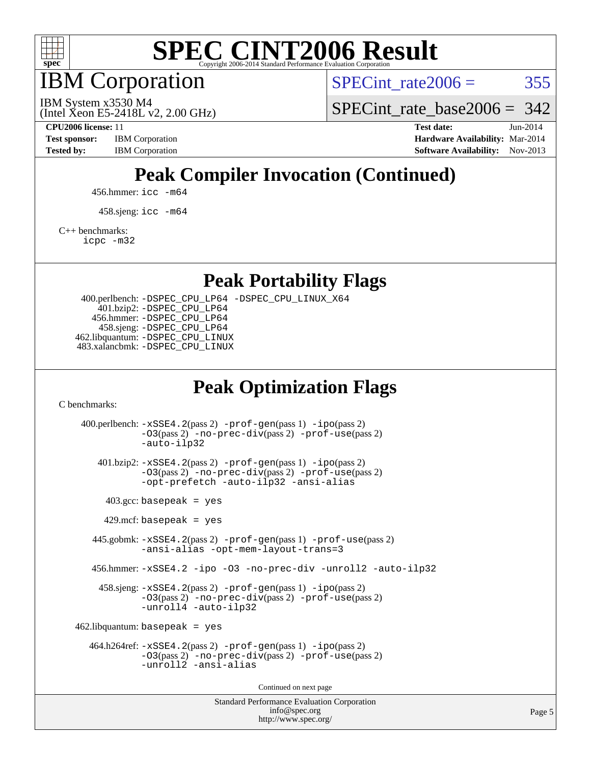# Peak Compiler Invocation (Continued)

456.hmmer: `icc -m64`

458.sjeng: `icc -m64`

C++ benchmarks:
`icpc -m32`

# Peak Portability Flags

400.perlbench: `-DSPEC_CPU_LP64 -DSPEC_CPU_LINUX_X64`
401.bzip2: `-DSPEC_CPU_LP64`
456.hmmer: `-DSPEC_CPU_LP64`
458.sjeng: `-DSPEC_CPU_LP64`
462.libquantum: `-DSPEC_CPU_LINUX`
483.xalancbmk: `-DSPEC_CPU_LINUX`

# Peak Optimization Flags

C benchmarks:

400.perlbench: `-xSSE4.2`(pass 2) `-prof-gen`(pass 1) `-ipo`(pass 2) `-O3`(pass 2) `-no-prec-div`(pass 2) `-prof-use`(pass 2) `-auto-ilp32`

401.bzip2: `-xSSE4.2`(pass 2) `-prof-gen`(pass 1) `-ipo`(pass 2) `-O3`(pass 2) `-no-prec-div`(pass 2) `-prof-use`(pass 2) `-opt-prefetch -auto-ilp32 -ansi-alias`

403.gcc: `basepeak = yes`

429.mcf: `basepeak = yes`

445.gobmk: `-xSSE4.2`(pass 2) `-prof-gen`(pass 1) `-prof-use`(pass 2) `-ansi-alias -opt-mem-layout-trans=3`

456.hmmer: `-xSSE4.2 -ipo -O3 -no-prec-div -unroll2 -auto-ilp32`

458.sjeng: `-xSSE4.2`(pass 2) `-prof-gen`(pass 1) `-ipo`(pass 2) `-O3`(pass 2) `-no-prec-div`(pass 2) `-prof-use`(pass 2) `-unroll4 -auto-ilp32`

462.libquantum: `basepeak = yes`

464.h264ref: `-xSSE4.2`(pass 2) `-prof-gen`(pass 1) `-ipo`(pass 2) `-O3`(pass 2) `-no-prec-div`(pass 2) `-prof-use`(pass 2) `-unroll2 -ansi-alias`

Continued on next page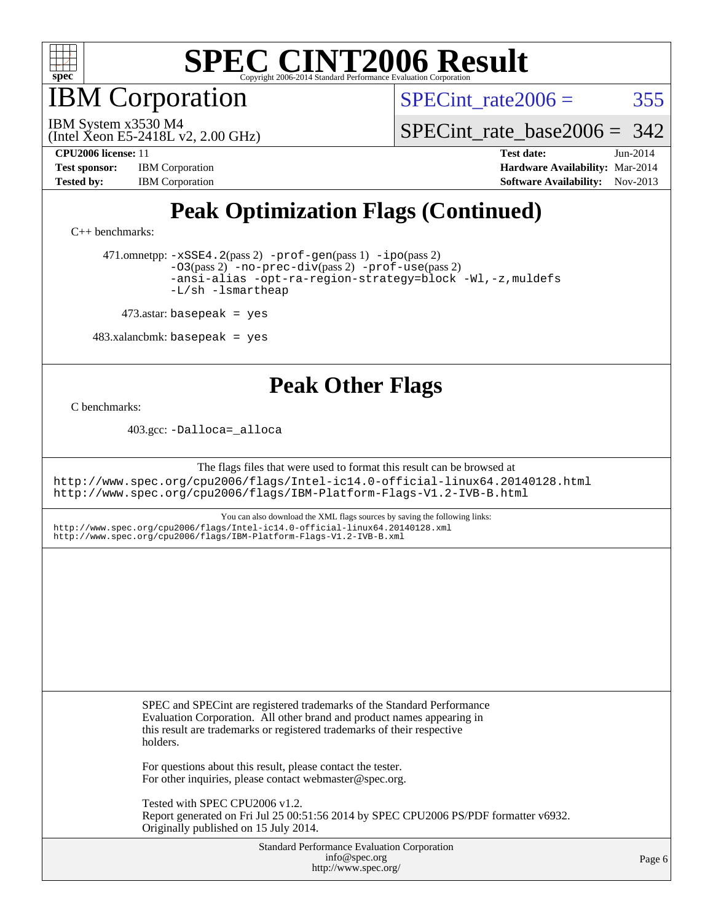# Peak Optimization Flags (Continued)

C++ benchmarks:

471.omnetpp: -xSSE4.2(pass 2) -prof-gen(pass 1) -ipo(pass 2) -O3(pass 2) -no-prec-div(pass 2) -prof-use(pass 2) -ansi-alias -opt-ra-region-strategy=block -Wl,-z,muldefs -L/sh -lsmartheap

473.astar: basepeak = yes

483.xalancbmk: basepeak = yes

# Peak Other Flags

C benchmarks:

403.gcc: -Dalloca=_alloca

The flags files that were used to format this result can be browsed at
http://www.spec.org/cpu2006/flags/Intel-ic14.0-official-linux64.20140128.html
http://www.spec.org/cpu2006/flags/IBM-Platform-Flags-V1.2-IVB-B.html

You can also download the XML flags sources by saving the following links:
http://www.spec.org/cpu2006/flags/Intel-ic14.0-official-linux64.20140128.xml
http://www.spec.org/cpu2006/flags/IBM-Platform-Flags-V1.2-IVB-B.xml

SPEC and SPECint are registered trademarks of the Standard Performance Evaluation Corporation. All other brand and product names appearing in this result are trademarks or registered trademarks of their respective holders.

For questions about this result, please contact the tester.
For other inquiries, please contact webmaster@spec.org.

Tested with SPEC CPU2006 v1.2.
Report generated on Fri Jul 25 00:51:56 2014 by SPEC CPU2006 PS/PDF formatter v6932.
Originally published on 15 July 2014.